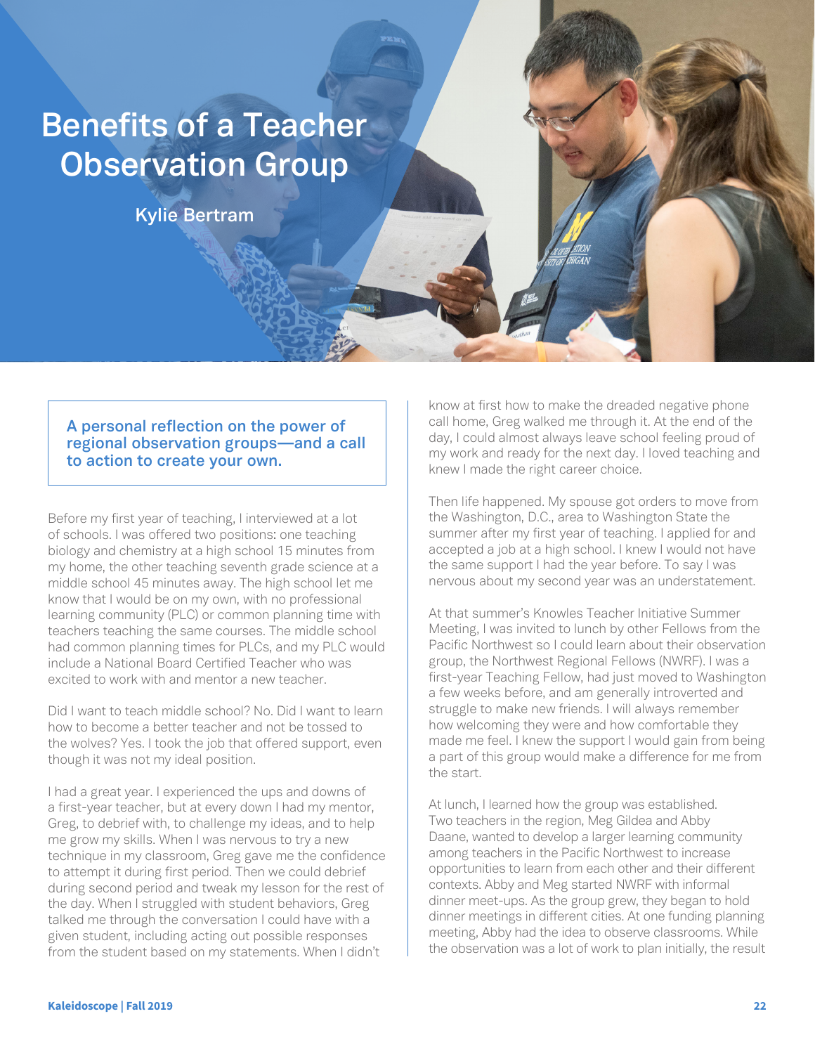# Benefits of a Teacher Observation Group

**Kylie Bertram**

**A personal reflection on the power of regional observation groups—and a call to action to create your own.**

Before my first year of teaching, I interviewed at a lot of schools. I was offered two positions: one teaching biology and chemistry at a high school 15 minutes from my home, the other teaching seventh grade science at a middle school 45 minutes away. The high school let me know that I would be on my own, with no professional learning community (PLC) or common planning time with teachers teaching the same courses. The middle school had common planning times for PLCs, and my PLC would include a National Board Certified Teacher who was excited to work with and mentor a new teacher.

Did I want to teach middle school? No. Did I want to learn how to become a better teacher and not be tossed to the wolves? Yes. I took the job that offered support, even though it was not my ideal position.

I had a great year. I experienced the ups and downs of a first-year teacher, but at every down I had my mentor, Greg, to debrief with, to challenge my ideas, and to help me grow my skills. When I was nervous to try a new technique in my classroom, Greg gave me the confidence to attempt it during first period. Then we could debrief during second period and tweak my lesson for the rest of the day. When I struggled with student behaviors, Greg talked me through the conversation I could have with a given student, including acting out possible responses from the student based on my statements. When I didn't know at first how to make the dreaded negative phone call home, Greg walked me through it. At the end of the day, I could almost always leave school feeling proud of my work and ready for the next day. I loved teaching and knew I made the right career choice.

Then life happened. My spouse got orders to move from the Washington, D.C., area to Washington State the summer after my first year of teaching. I applied for and accepted a job at a high school. I knew I would not have the same support I had the year before. To say I was nervous about my second year was an understatement.

At that summer's Knowles Teacher Initiative Summer Meeting, I was invited to lunch by other Fellows from the Pacific Northwest so I could learn about their observation group, the Northwest Regional Fellows (NWRF). I was a first-year Teaching Fellow, had just moved to Washington a few weeks before, and am generally introverted and struggle to make new friends. I will always remember how welcoming they were and how comfortable they made me feel. I knew the support I would gain from being a part of this group would make a difference for me from the start.

At lunch, I learned how the group was established. Two teachers in the region, Meg Gildea and Abby Daane, wanted to develop a larger learning community among teachers in the Pacific Northwest to increase opportunities to learn from each other and their different contexts. Abby and Meg started NWRF with informal dinner meet-ups. As the group grew, they began to hold dinner meetings in different cities. At one funding planning meeting, Abby had the idea to observe classrooms. While the observation was a lot of work to plan initially, the result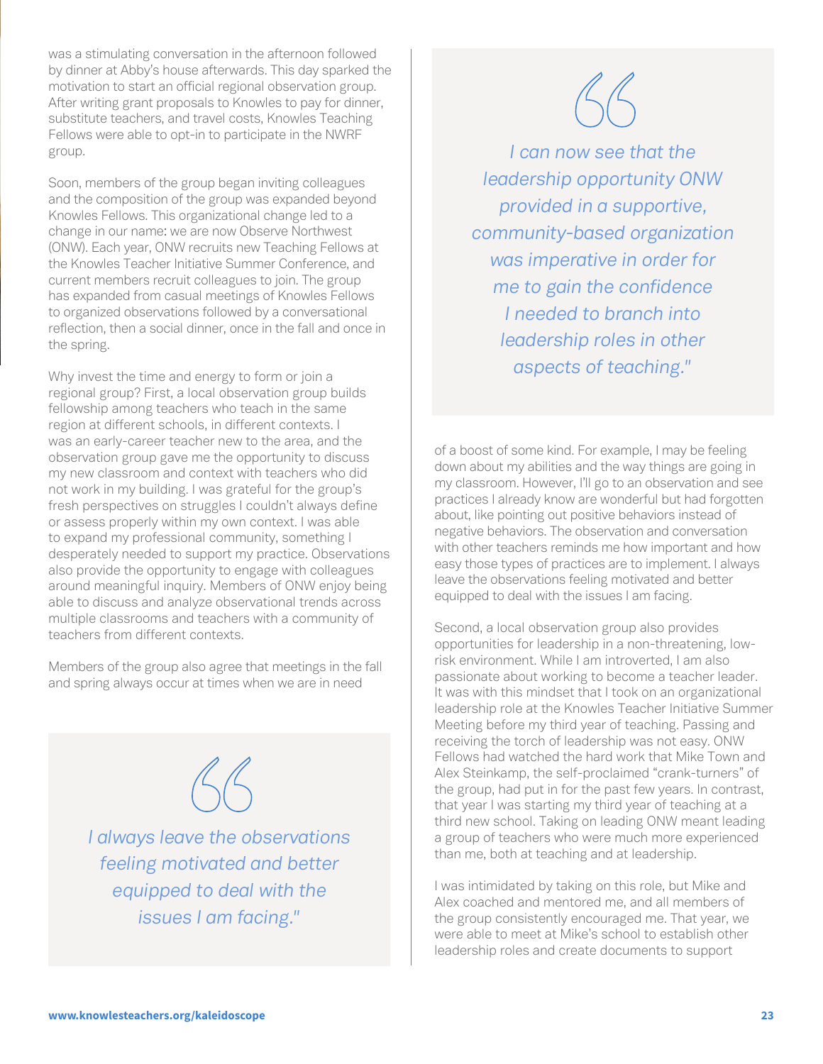was a stimulating conversation in the afternoon followed by dinner at Abby's house afterwards. This day sparked the motivation to start an official regional observation group. After writing grant proposals to Knowles to pay for dinner, substitute teachers, and travel costs, Knowles Teaching Fellows were able to opt-in to participate in the NWRF group.

Soon, members of the group began inviting colleagues and the composition of the group was expanded beyond Knowles Fellows. This organizational change led to a change in our name: we are now Observe Northwest (ONW). Each year, ONW recruits new Teaching Fellows at the Knowles Teacher Initiative Summer Conference, and current members recruit colleagues to join. The group has expanded from casual meetings of Knowles Fellows to organized observations followed by a conversational reflection, then a social dinner, once in the fall and once in the spring.

Why invest the time and energy to form or join a regional group? First, a local observation group builds fellowship among teachers who teach in the same region at different schools, in different contexts. I was an early-career teacher new to the area, and the observation group gave me the opportunity to discuss my new classroom and context with teachers who did not work in my building. I was grateful for the group's fresh perspectives on struggles I couldn't always define or assess properly within my own context. I was able to expand my professional community, something I desperately needed to support my practice. Observations also provide the opportunity to engage with colleagues around meaningful inquiry. Members of ONW enjoy being able to discuss and analyze observational trends across multiple classrooms and teachers with a community of teachers from different contexts.

Members of the group also agree that meetings in the fall and spring always occur at times when we are in need of a boost of some kind. For example, I may be feeling down about my abilities and the way things are going in my classroom. However, I'll go to an observation and see practices I already know are wonderful but had forgotten about, like pointing out positive behaviors instead of negative behaviors. The observation and conversation with other teachers reminds me how important and how easy those types of practices are to implement. I always leave the observations feeling motivated and better equipped to deal with the issues I am facing.

> *I always leave the observations feeling motivated and better equipped to deal with the issues I am facing."*

> *I can now see that the leadership opportunity ONW provided in a supportive, community-based organization was imperative in order for me to gain the confidence I needed to branch into leadership roles in other aspects of teaching."*

Second, a local observation group also provides opportunities for leadership in a non-threatening, low-risk environment. While I am introverted, I am also passionate about working to become a teacher leader. It was with this mindset that I took on an organizational leadership role at the Knowles Teacher Initiative Summer Meeting before my third year of teaching. Passing and receiving the torch of leadership was not easy. ONW Fellows had watched the hard work that Mike Town and Alex Steinkamp, the self-proclaimed "crank-turners" of the group, had put in for the past few years. In contrast, that year I was starting my third year of teaching at a third new school. Taking on leading ONW meant leading a group of teachers who were much more experienced than me, both at teaching and at leadership.

I was intimidated by taking on this role, but Mike and Alex coached and mentored me, and all members of the group consistently encouraged me. That year, we were able to meet at Mike's school to establish other leadership roles and create documents to support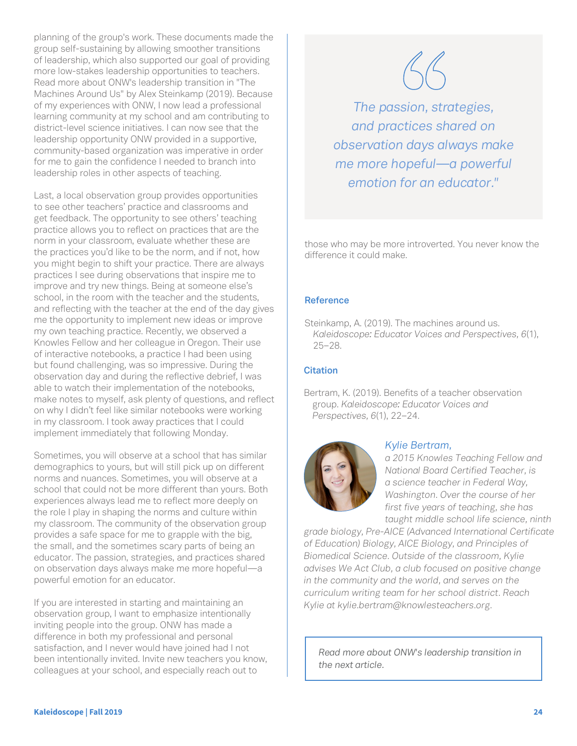planning of the group's work. These documents made the group self-sustaining by allowing smoother transitions of leadership, which also supported our goal of providing more low-stakes leadership opportunities to teachers. Read more about ONW's leadership transition in "The Machines Around Us" by Alex Steinkamp (2019). Because of my experiences with ONW, I now lead a professional learning community at my school and am contributing to district-level science initiatives. I can now see that the leadership opportunity ONW provided in a supportive, community-based organization was imperative in order for me to gain the confidence I needed to branch into leadership roles in other aspects of teaching.

Last, a local observation group provides opportunities to see other teachers' practice and classrooms and get feedback. The opportunity to see others' teaching practice allows you to reflect on practices that are the norm in your classroom, evaluate whether these are the practices you'd like to be the norm, and if not, how you might begin to shift your practice. There are always practices I see during observations that inspire me to improve and try new things. Being at someone else's school, in the room with the teacher and the students, and reflecting with the teacher at the end of the day gives me the opportunity to implement new ideas or improve my own teaching practice. Recently, we observed a Knowles Fellow and her colleague in Oregon. Their use of interactive notebooks, a practice I had been using but found challenging, was so impressive. During the observation day and during the reflective debrief, I was able to watch their implementation of the notebooks, make notes to myself, ask plenty of questions, and reflect on why I didn't feel like similar notebooks were working in my classroom. I took away practices that I could implement immediately that following Monday.

Sometimes, you will observe at a school that has similar demographics to yours, but will still pick up on different norms and nuances. Sometimes, you will observe at a school that could not be more different than yours. Both experiences always lead me to reflect more deeply on the role I play in shaping the norms and culture within my classroom. The community of the observation group provides a safe space for me to grapple with the big, the small, and the sometimes scary parts of being an educator. The passion, strategies, and practices shared on observation days always make me more hopeful—a powerful emotion for an educator.

If you are interested in starting and maintaining an observation group, I want to emphasize intentionally inviting people into the group. ONW has made a difference in both my professional and personal satisfaction, and I never would have joined had I not been intentionally invited. Invite new teachers you know, colleagues at your school, and especially reach out to those who may be more introverted. You never know the difference it could make.

> *The passion, strategies, and practices shared on observation days always make me more hopeful—a powerful emotion for an educator."*

### Reference

Steinkamp, A. (2019). The machines around us. *Kaleidoscope: Educator Voices and Perspectives, 6*(1), 25–28.

### Citation

Bertram, K. (2019). Benefits of a teacher observation group. *Kaleidoscope: Educator Voices and Perspectives, 6*(1), 22–24.

*Kylie Bertram, a 2015 Knowles Teaching Fellow and National Board Certified Teacher, is a science teacher in Federal Way, Washington. Over the course of her first five years of teaching, she has taught middle school life science, ninth grade biology, Pre-AICE (Advanced International Certificate of Education) Biology, AICE Biology, and Principles of Biomedical Science. Outside of the classroom, Kylie advises We Act Club, a club focused on positive change in the community and the world, and serves on the curriculum writing team for her school district. Reach Kylie at kylie.bertram@knowlesteachers.org.*

*Read more about ONW's leadership transition in the next article.*